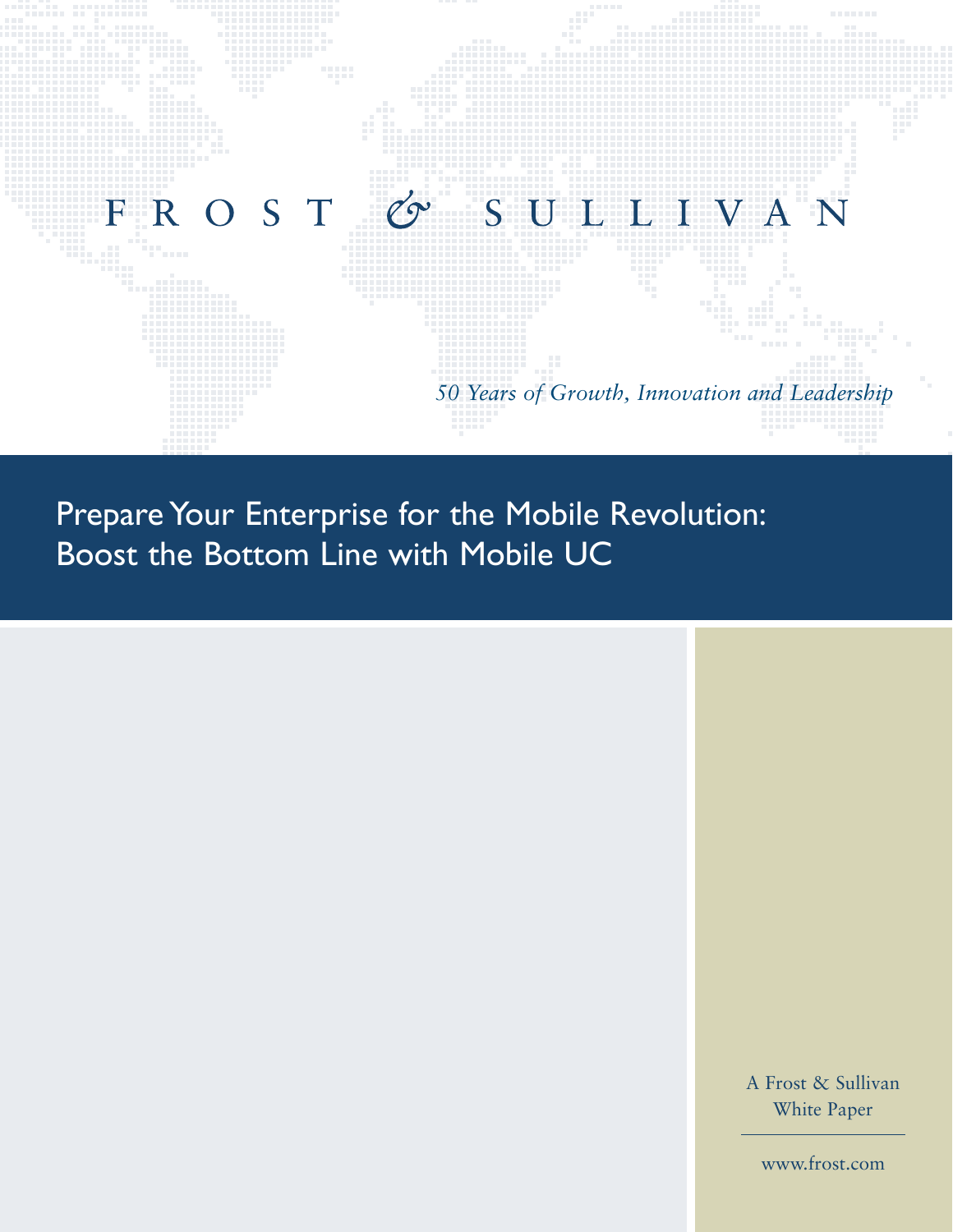FROST & SULLIVAN

*50 Years of Growth, Innovation and Leadership*

# Prepare Your Enterprise for the Mobile Revolution: Boost the Bottom Line with Mobile UC

A Frost & Sullivan White Paper

www.frost.com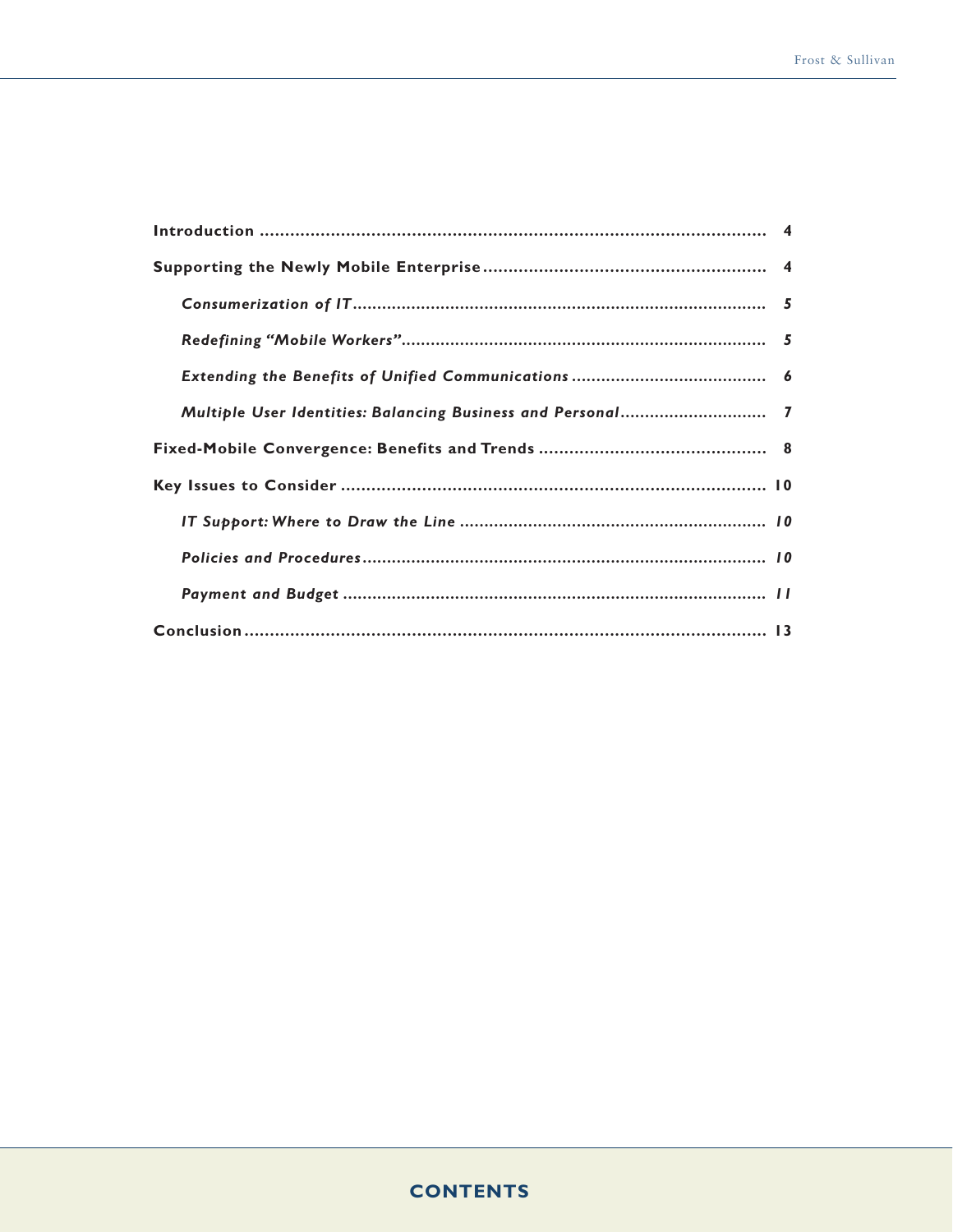| | |
|---|---|
| **Introduction** | **4** |
| **Supporting the Newly Mobile Enterprise** | **4** |
| ***Consumerization of IT*** | ***5*** |
| ***Redefining "Mobile Workers"*** | ***5*** |
| ***Extending the Benefits of Unified Communications*** | ***6*** |
| ***Multiple User Identities: Balancing Business and Personal*** | ***7*** |
| **Fixed-Mobile Convergence: Benefits and Trends** | **8** |
| **Key Issues to Consider** | **10** |
| ***IT Support: Where to Draw the Line*** | ***10*** |
| ***Policies and Procedures*** | ***10*** |
| ***Payment and Budget*** | ***11*** |
| **Conclusion** | **13** |

**CONTENTS**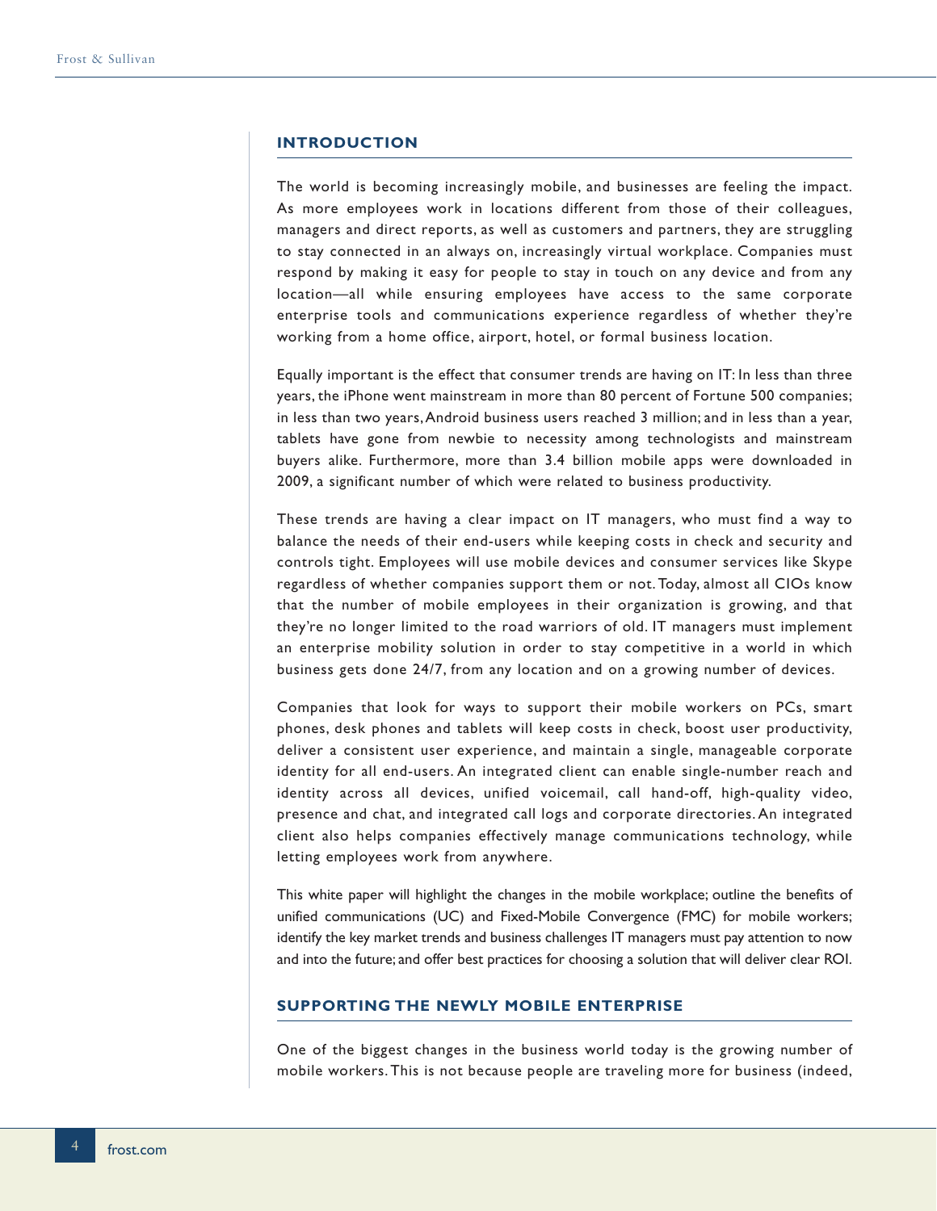## INTRODUCTION

The world is becoming increasingly mobile, and businesses are feeling the impact. As more employees work in locations different from those of their colleagues, managers and direct reports, as well as customers and partners, they are struggling to stay connected in an always on, increasingly virtual workplace. Companies must respond by making it easy for people to stay in touch on any device and from any location—all while ensuring employees have access to the same corporate enterprise tools and communications experience regardless of whether they're working from a home office, airport, hotel, or formal business location.

Equally important is the effect that consumer trends are having on IT: In less than three years, the iPhone went mainstream in more than 80 percent of Fortune 500 companies; in less than two years, Android business users reached 3 million; and in less than a year, tablets have gone from newbie to necessity among technologists and mainstream buyers alike. Furthermore, more than 3.4 billion mobile apps were downloaded in 2009, a significant number of which were related to business productivity.

These trends are having a clear impact on IT managers, who must find a way to balance the needs of their end-users while keeping costs in check and security and controls tight. Employees will use mobile devices and consumer services like Skype regardless of whether companies support them or not. Today, almost all CIOs know that the number of mobile employees in their organization is growing, and that they're no longer limited to the road warriors of old. IT managers must implement an enterprise mobility solution in order to stay competitive in a world in which business gets done 24/7, from any location and on a growing number of devices.

Companies that look for ways to support their mobile workers on PCs, smart phones, desk phones and tablets will keep costs in check, boost user productivity, deliver a consistent user experience, and maintain a single, manageable corporate identity for all end-users. An integrated client can enable single-number reach and identity across all devices, unified voicemail, call hand-off, high-quality video, presence and chat, and integrated call logs and corporate directories. An integrated client also helps companies effectively manage communications technology, while letting employees work from anywhere.

This white paper will highlight the changes in the mobile workplace; outline the benefits of unified communications (UC) and Fixed-Mobile Convergence (FMC) for mobile workers; identify the key market trends and business challenges IT managers must pay attention to now and into the future; and offer best practices for choosing a solution that will deliver clear ROI.

## SUPPORTING THE NEWLY MOBILE ENTERPRISE

One of the biggest changes in the business world today is the growing number of mobile workers. This is not because people are traveling more for business (indeed,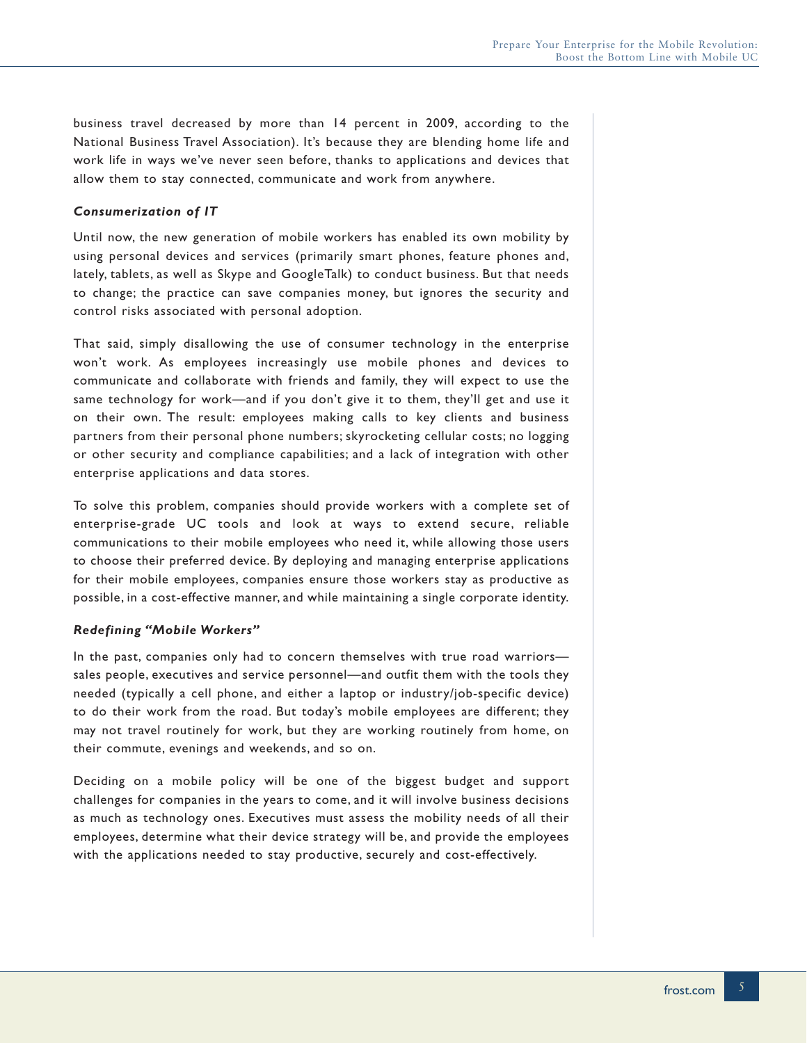business travel decreased by more than 14 percent in 2009, according to the National Business Travel Association). It's because they are blending home life and work life in ways we've never seen before, thanks to applications and devices that allow them to stay connected, communicate and work from anywhere.

### *Consumerization of IT*

Until now, the new generation of mobile workers has enabled its own mobility by using personal devices and services (primarily smart phones, feature phones and, lately, tablets, as well as Skype and GoogleTalk) to conduct business. But that needs to change; the practice can save companies money, but ignores the security and control risks associated with personal adoption.

That said, simply disallowing the use of consumer technology in the enterprise won't work. As employees increasingly use mobile phones and devices to communicate and collaborate with friends and family, they will expect to use the same technology for work—and if you don't give it to them, they'll get and use it on their own. The result: employees making calls to key clients and business partners from their personal phone numbers; skyrocketing cellular costs; no logging or other security and compliance capabilities; and a lack of integration with other enterprise applications and data stores.

To solve this problem, companies should provide workers with a complete set of enterprise-grade UC tools and look at ways to extend secure, reliable communications to their mobile employees who need it, while allowing those users to choose their preferred device. By deploying and managing enterprise applications for their mobile employees, companies ensure those workers stay as productive as possible, in a cost-effective manner, and while maintaining a single corporate identity.

### *Redefining "Mobile Workers"*

In the past, companies only had to concern themselves with true road warriors—sales people, executives and service personnel—and outfit them with the tools they needed (typically a cell phone, and either a laptop or industry/job-specific device) to do their work from the road. But today's mobile employees are different; they may not travel routinely for work, but they are working routinely from home, on their commute, evenings and weekends, and so on.

Deciding on a mobile policy will be one of the biggest budget and support challenges for companies in the years to come, and it will involve business decisions as much as technology ones. Executives must assess the mobility needs of all their employees, determine what their device strategy will be, and provide the employees with the applications needed to stay productive, securely and cost-effectively.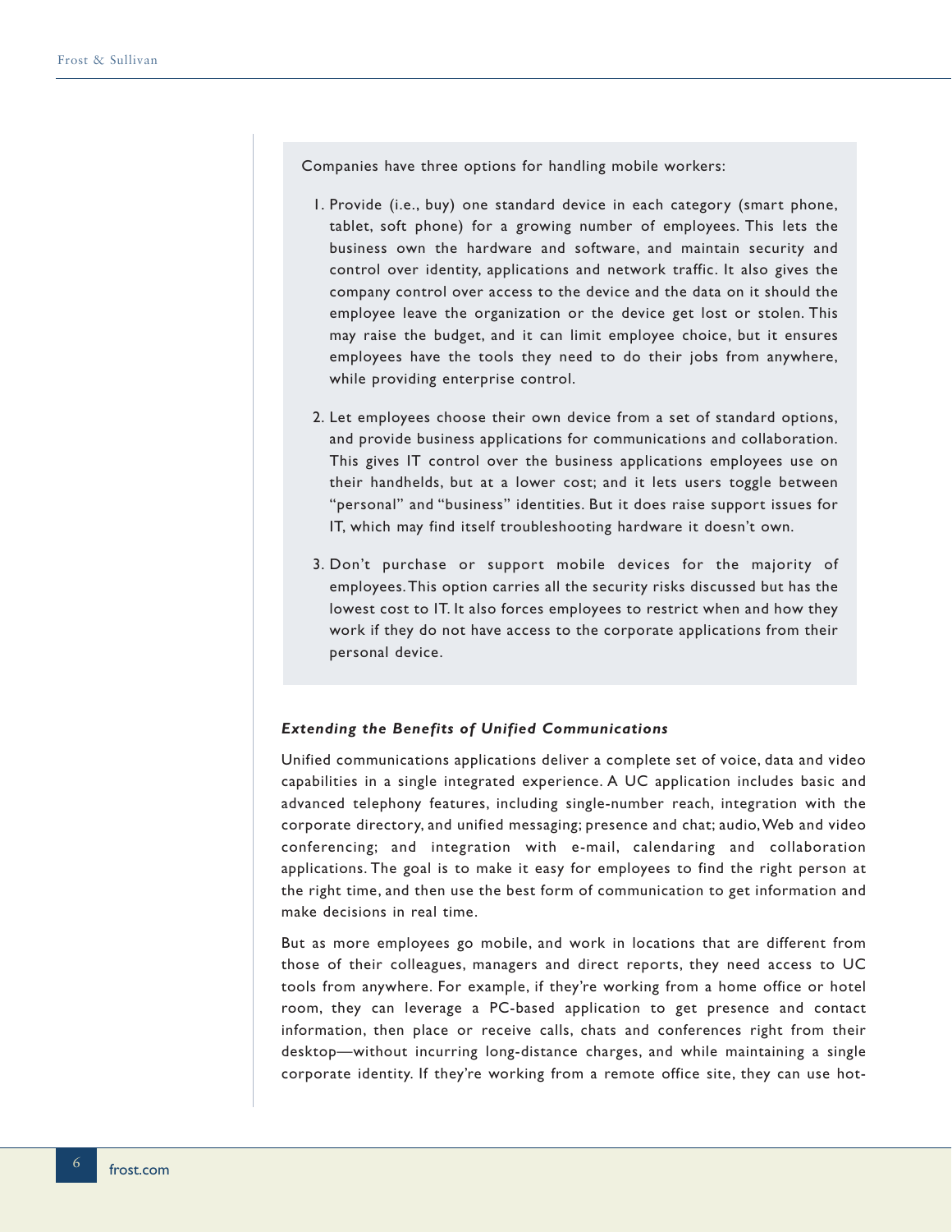Companies have three options for handling mobile workers:

1. Provide (i.e., buy) one standard device in each category (smart phone, tablet, soft phone) for a growing number of employees. This lets the business own the hardware and software, and maintain security and control over identity, applications and network traffic. It also gives the company control over access to the device and the data on it should the employee leave the organization or the device get lost or stolen. This may raise the budget, and it can limit employee choice, but it ensures employees have the tools they need to do their jobs from anywhere, while providing enterprise control.

2. Let employees choose their own device from a set of standard options, and provide business applications for communications and collaboration. This gives IT control over the business applications employees use on their handhelds, but at a lower cost; and it lets users toggle between "personal" and "business" identities. But it does raise support issues for IT, which may find itself troubleshooting hardware it doesn't own.

3. Don't purchase or support mobile devices for the majority of employees. This option carries all the security risks discussed but has the lowest cost to IT. It also forces employees to restrict when and how they work if they do not have access to the corporate applications from their personal device.

***Extending the Benefits of Unified Communications***

Unified communications applications deliver a complete set of voice, data and video capabilities in a single integrated experience. A UC application includes basic and advanced telephony features, including single-number reach, integration with the corporate directory, and unified messaging; presence and chat; audio, Web and video conferencing; and integration with e-mail, calendaring and collaboration applications. The goal is to make it easy for employees to find the right person at the right time, and then use the best form of communication to get information and make decisions in real time.

But as more employees go mobile, and work in locations that are different from those of their colleagues, managers and direct reports, they need access to UC tools from anywhere. For example, if they're working from a home office or hotel room, they can leverage a PC-based application to get presence and contact information, then place or receive calls, chats and conferences right from their desktop—without incurring long-distance charges, and while maintaining a single corporate identity. If they're working from a remote office site, they can use hot-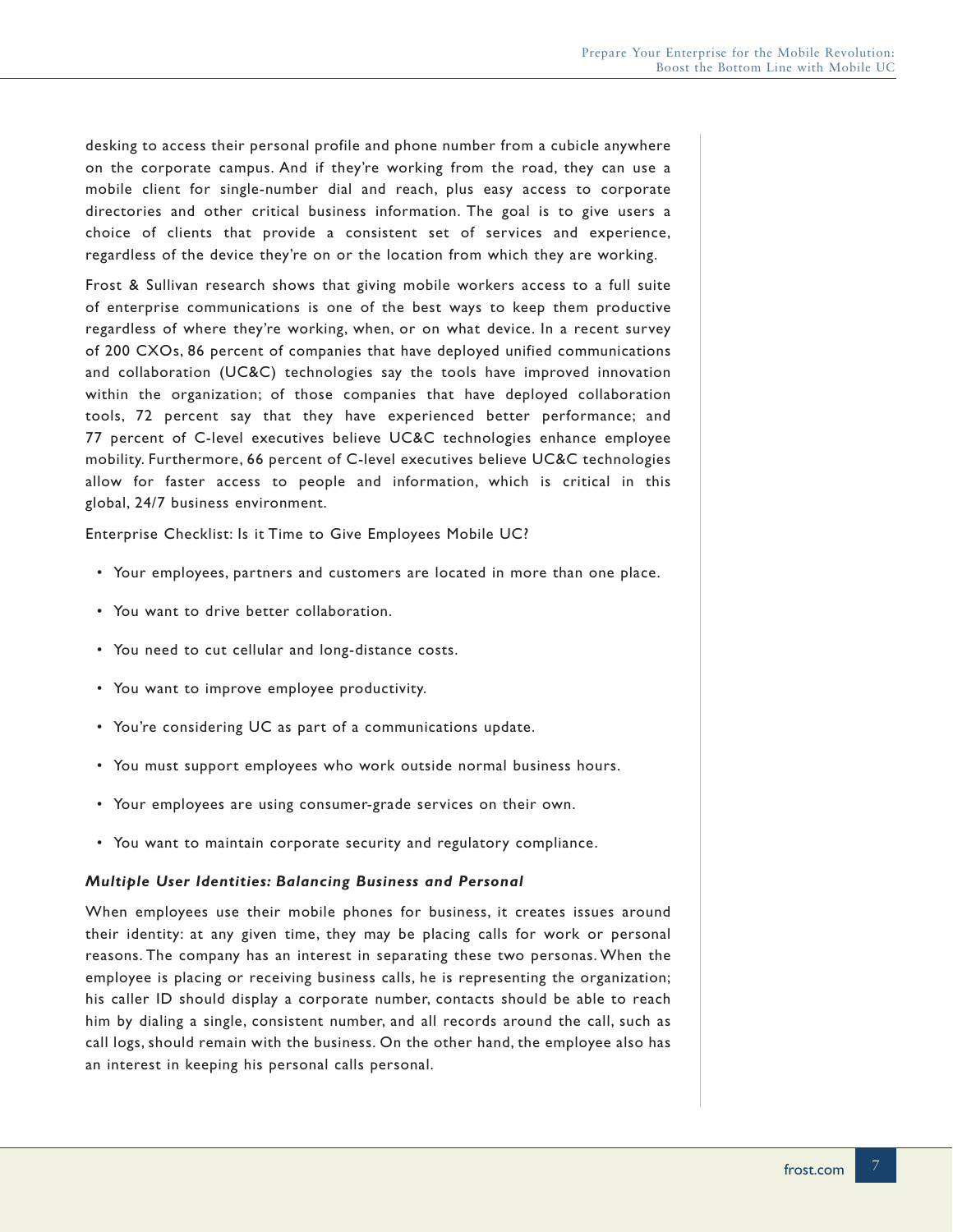desking to access their personal profile and phone number from a cubicle anywhere on the corporate campus. And if they're working from the road, they can use a mobile client for single-number dial and reach, plus easy access to corporate directories and other critical business information. The goal is to give users a choice of clients that provide a consistent set of services and experience, regardless of the device they're on or the location from which they are working.

Frost & Sullivan research shows that giving mobile workers access to a full suite of enterprise communications is one of the best ways to keep them productive regardless of where they're working, when, or on what device. In a recent survey of 200 CXOs, 86 percent of companies that have deployed unified communications and collaboration (UC&C) technologies say the tools have improved innovation within the organization; of those companies that have deployed collaboration tools, 72 percent say that they have experienced better performance; and 77 percent of C-level executives believe UC&C technologies enhance employee mobility. Furthermore, 66 percent of C-level executives believe UC&C technologies allow for faster access to people and information, which is critical in this global, 24/7 business environment.

Enterprise Checklist: Is it Time to Give Employees Mobile UC?

- Your employees, partners and customers are located in more than one place.
- You want to drive better collaboration.
- You need to cut cellular and long-distance costs.
- You want to improve employee productivity.
- You're considering UC as part of a communications update.
- You must support employees who work outside normal business hours.
- Your employees are using consumer-grade services on their own.
- You want to maintain corporate security and regulatory compliance.

### ***Multiple User Identities: Balancing Business and Personal***

When employees use their mobile phones for business, it creates issues around their identity: at any given time, they may be placing calls for work or personal reasons. The company has an interest in separating these two personas. When the employee is placing or receiving business calls, he is representing the organization; his caller ID should display a corporate number, contacts should be able to reach him by dialing a single, consistent number, and all records around the call, such as call logs, should remain with the business. On the other hand, the employee also has an interest in keeping his personal calls personal.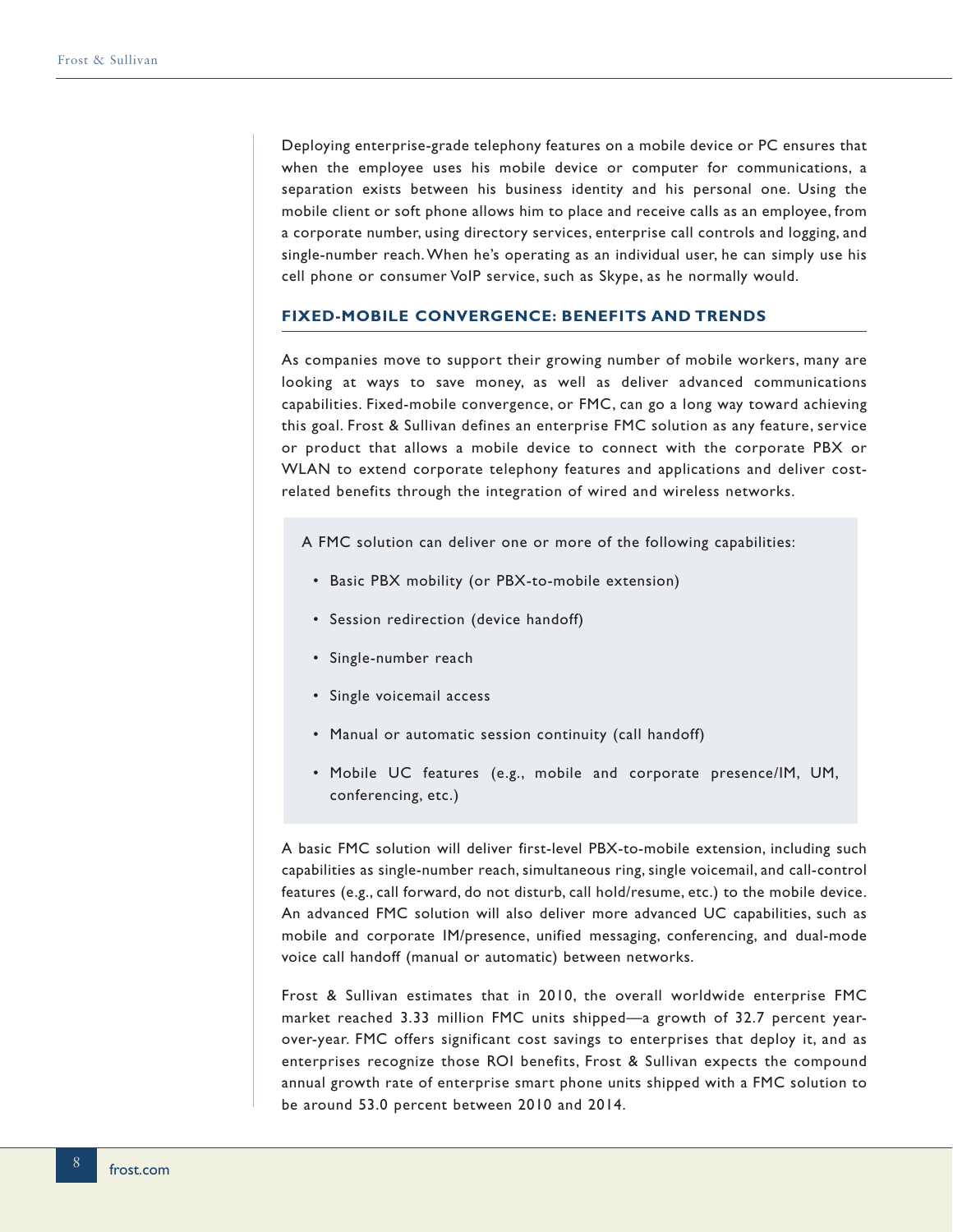Deploying enterprise-grade telephony features on a mobile device or PC ensures that when the employee uses his mobile device or computer for communications, a separation exists between his business identity and his personal one. Using the mobile client or soft phone allows him to place and receive calls as an employee, from a corporate number, using directory services, enterprise call controls and logging, and single-number reach. When he's operating as an individual user, he can simply use his cell phone or consumer VoIP service, such as Skype, as he normally would.

## FIXED-MOBILE CONVERGENCE: BENEFITS AND TRENDS

As companies move to support their growing number of mobile workers, many are looking at ways to save money, as well as deliver advanced communications capabilities. Fixed-mobile convergence, or FMC, can go a long way toward achieving this goal. Frost & Sullivan defines an enterprise FMC solution as any feature, service or product that allows a mobile device to connect with the corporate PBX or WLAN to extend corporate telephony features and applications and deliver cost-related benefits through the integration of wired and wireless networks.

A FMC solution can deliver one or more of the following capabilities:

- Basic PBX mobility (or PBX-to-mobile extension)
- Session redirection (device handoff)
- Single-number reach
- Single voicemail access
- Manual or automatic session continuity (call handoff)
- Mobile UC features (e.g., mobile and corporate presence/IM, UM, conferencing, etc.)

A basic FMC solution will deliver first-level PBX-to-mobile extension, including such capabilities as single-number reach, simultaneous ring, single voicemail, and call-control features (e.g., call forward, do not disturb, call hold/resume, etc.) to the mobile device. An advanced FMC solution will also deliver more advanced UC capabilities, such as mobile and corporate IM/presence, unified messaging, conferencing, and dual-mode voice call handoff (manual or automatic) between networks.

Frost & Sullivan estimates that in 2010, the overall worldwide enterprise FMC market reached 3.33 million FMC units shipped—a growth of 32.7 percent year-over-year. FMC offers significant cost savings to enterprises that deploy it, and as enterprises recognize those ROI benefits, Frost & Sullivan expects the compound annual growth rate of enterprise smart phone units shipped with a FMC solution to be around 53.0 percent between 2010 and 2014.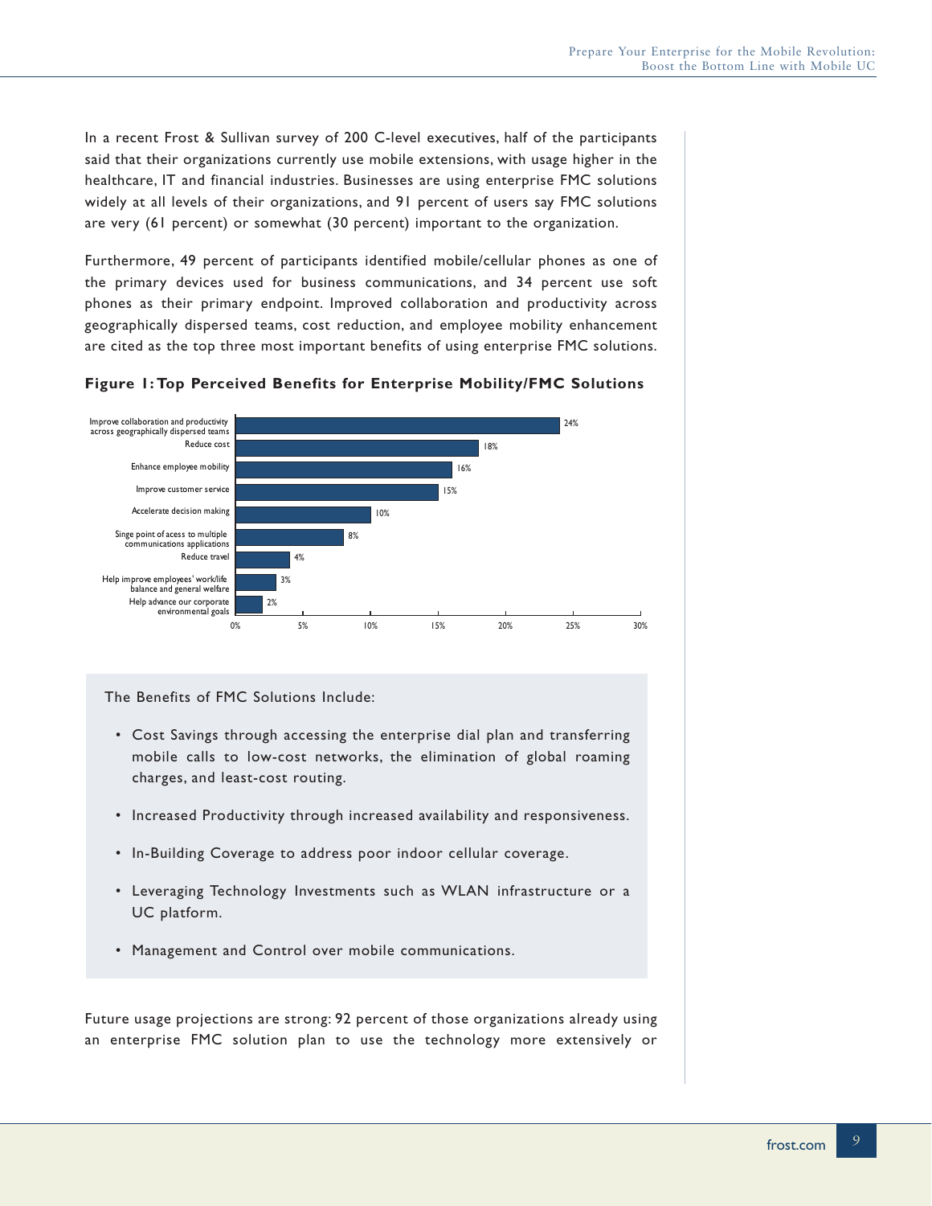In a recent Frost & Sullivan survey of 200 C-level executives, half of the participants said that their organizations currently use mobile extensions, with usage higher in the healthcare, IT and financial industries. Businesses are using enterprise FMC solutions widely at all levels of their organizations, and 91 percent of users say FMC solutions are very (61 percent) or somewhat (30 percent) important to the organization.

Furthermore, 49 percent of participants identified mobile/cellular phones as one of the primary devices used for business communications, and 34 percent use soft phones as their primary endpoint. Improved collaboration and productivity across geographically dispersed teams, cost reduction, and employee mobility enhancement are cited as the top three most important benefits of using enterprise FMC solutions.

**Figure 1: Top Perceived Benefits for Enterprise Mobility/FMC Solutions**

| Benefit | Percent |
|---|---|
| Improve collaboration and productivity across geographically dispersed teams | 24% |
| Reduce cost | 18% |
| Enhance employee mobility | 16% |
| Improve customer service | 15% |
| Accelerate decision making | 10% |
| Singe point of acess to multiple communications applications | 8% |
| Reduce travel | 4% |
| Help improve employees' work/life balance and general welfare | 3% |
| Help advance our corporate environmental goals | 2% |

The Benefits of FMC Solutions Include:

- Cost Savings through accessing the enterprise dial plan and transferring mobile calls to low-cost networks, the elimination of global roaming charges, and least-cost routing.
- Increased Productivity through increased availability and responsiveness.
- In-Building Coverage to address poor indoor cellular coverage.
- Leveraging Technology Investments such as WLAN infrastructure or a UC platform.
- Management and Control over mobile communications.

Future usage projections are strong: 92 percent of those organizations already using an enterprise FMC solution plan to use the technology more extensively or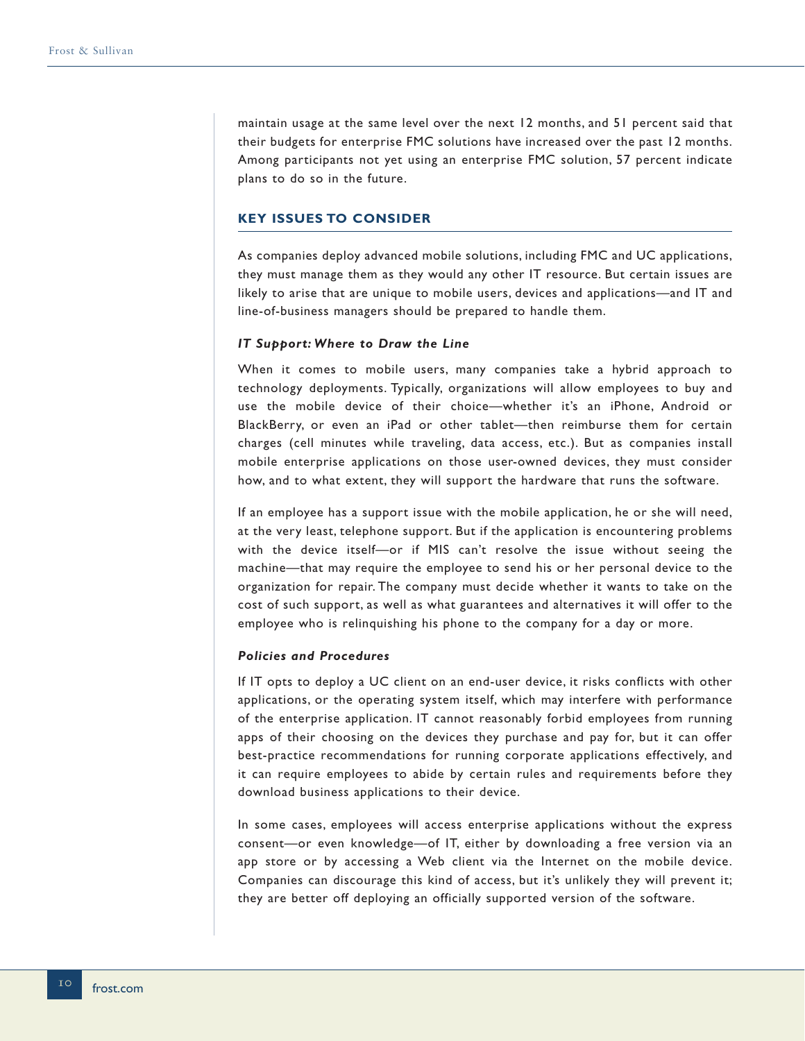maintain usage at the same level over the next 12 months, and 51 percent said that their budgets for enterprise FMC solutions have increased over the past 12 months. Among participants not yet using an enterprise FMC solution, 57 percent indicate plans to do so in the future.

## KEY ISSUES TO CONSIDER

As companies deploy advanced mobile solutions, including FMC and UC applications, they must manage them as they would any other IT resource. But certain issues are likely to arise that are unique to mobile users, devices and applications—and IT and line-of-business managers should be prepared to handle them.

### *IT Support: Where to Draw the Line*

When it comes to mobile users, many companies take a hybrid approach to technology deployments. Typically, organizations will allow employees to buy and use the mobile device of their choice—whether it's an iPhone, Android or BlackBerry, or even an iPad or other tablet—then reimburse them for certain charges (cell minutes while traveling, data access, etc.). But as companies install mobile enterprise applications on those user-owned devices, they must consider how, and to what extent, they will support the hardware that runs the software.

If an employee has a support issue with the mobile application, he or she will need, at the very least, telephone support. But if the application is encountering problems with the device itself—or if MIS can't resolve the issue without seeing the machine—that may require the employee to send his or her personal device to the organization for repair. The company must decide whether it wants to take on the cost of such support, as well as what guarantees and alternatives it will offer to the employee who is relinquishing his phone to the company for a day or more.

### *Policies and Procedures*

If IT opts to deploy a UC client on an end-user device, it risks conflicts with other applications, or the operating system itself, which may interfere with performance of the enterprise application. IT cannot reasonably forbid employees from running apps of their choosing on the devices they purchase and pay for, but it can offer best-practice recommendations for running corporate applications effectively, and it can require employees to abide by certain rules and requirements before they download business applications to their device.

In some cases, employees will access enterprise applications without the express consent—or even knowledge—of IT, either by downloading a free version via an app store or by accessing a Web client via the Internet on the mobile device. Companies can discourage this kind of access, but it's unlikely they will prevent it; they are better off deploying an officially supported version of the software.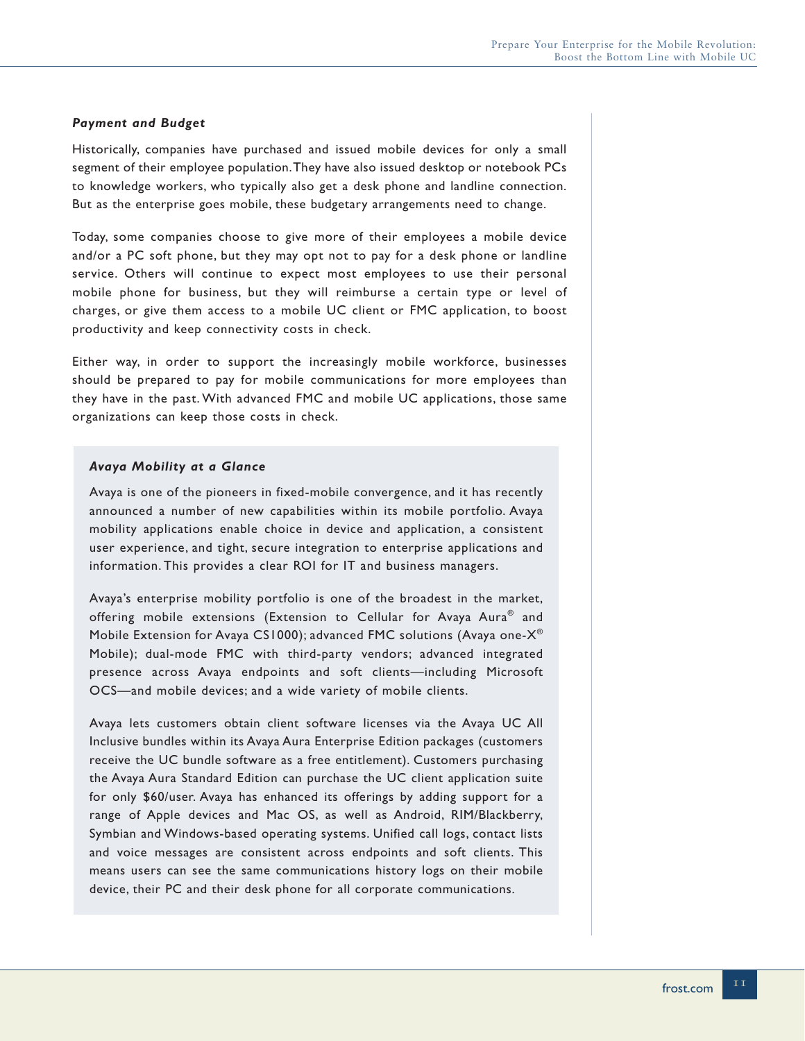### *Payment and Budget*

Historically, companies have purchased and issued mobile devices for only a small segment of their employee population. They have also issued desktop or notebook PCs to knowledge workers, who typically also get a desk phone and landline connection. But as the enterprise goes mobile, these budgetary arrangements need to change.

Today, some companies choose to give more of their employees a mobile device and/or a PC soft phone, but they may opt not to pay for a desk phone or landline service. Others will continue to expect most employees to use their personal mobile phone for business, but they will reimburse a certain type or level of charges, or give them access to a mobile UC client or FMC application, to boost productivity and keep connectivity costs in check.

Either way, in order to support the increasingly mobile workforce, businesses should be prepared to pay for mobile communications for more employees than they have in the past. With advanced FMC and mobile UC applications, those same organizations can keep those costs in check.

### *Avaya Mobility at a Glance*

Avaya is one of the pioneers in fixed-mobile convergence, and it has recently announced a number of new capabilities within its mobile portfolio. Avaya mobility applications enable choice in device and application, a consistent user experience, and tight, secure integration to enterprise applications and information. This provides a clear ROI for IT and business managers.

Avaya's enterprise mobility portfolio is one of the broadest in the market, offering mobile extensions (Extension to Cellular for Avaya Aura® and Mobile Extension for Avaya CS1000); advanced FMC solutions (Avaya one-X® Mobile); dual-mode FMC with third-party vendors; advanced integrated presence across Avaya endpoints and soft clients—including Microsoft OCS—and mobile devices; and a wide variety of mobile clients.

Avaya lets customers obtain client software licenses via the Avaya UC All Inclusive bundles within its Avaya Aura Enterprise Edition packages (customers receive the UC bundle software as a free entitlement). Customers purchasing the Avaya Aura Standard Edition can purchase the UC client application suite for only $60/user. Avaya has enhanced its offerings by adding support for a range of Apple devices and Mac OS, as well as Android, RIM/Blackberry, Symbian and Windows-based operating systems. Unified call logs, contact lists and voice messages are consistent across endpoints and soft clients. This means users can see the same communications history logs on their mobile device, their PC and their desk phone for all corporate communications.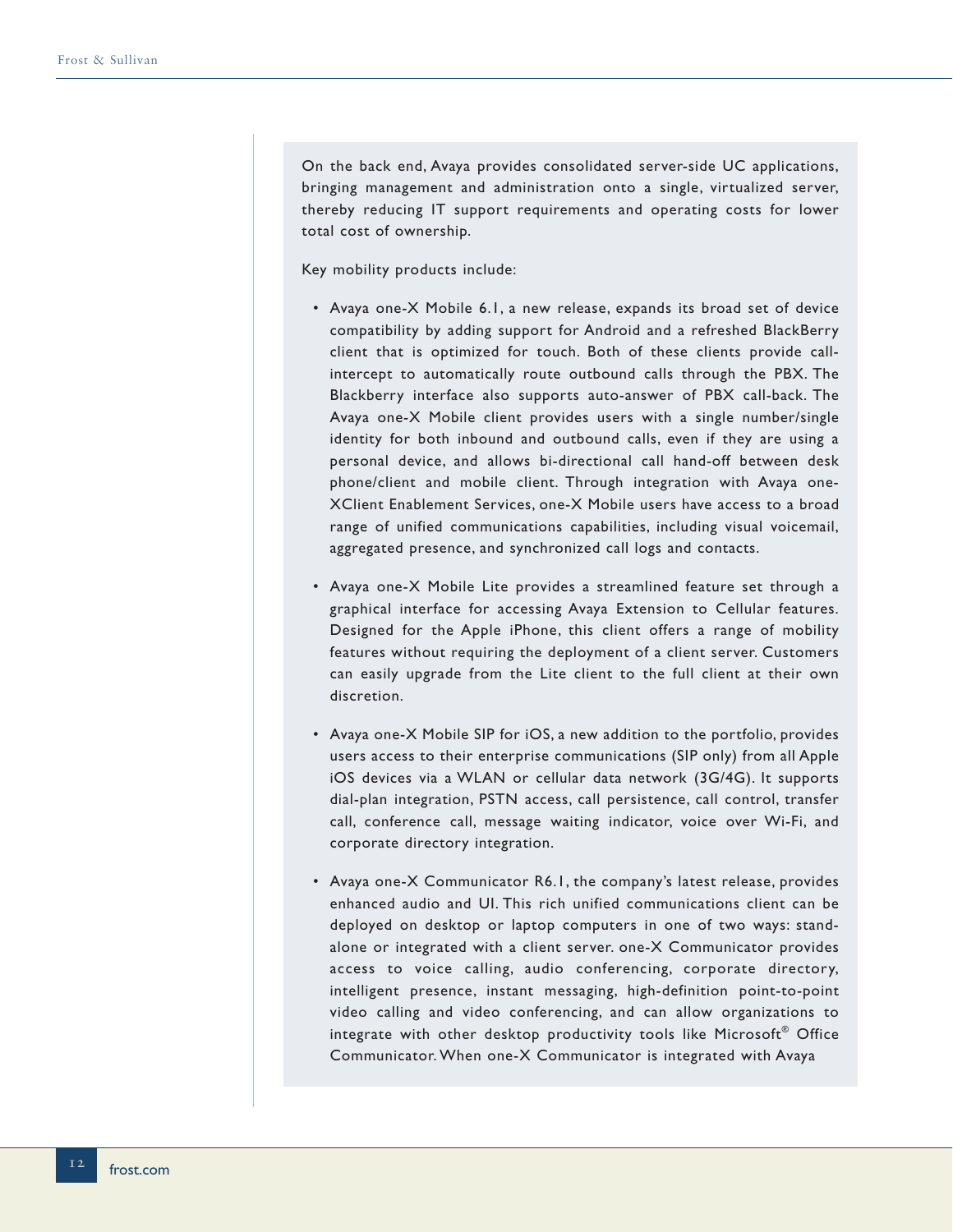On the back end, Avaya provides consolidated server-side UC applications, bringing management and administration onto a single, virtualized server, thereby reducing IT support requirements and operating costs for lower total cost of ownership.

Key mobility products include:

- Avaya one-X Mobile 6.1, a new release, expands its broad set of device compatibility by adding support for Android and a refreshed BlackBerry client that is optimized for touch. Both of these clients provide call-intercept to automatically route outbound calls through the PBX. The Blackberry interface also supports auto-answer of PBX call-back. The Avaya one-X Mobile client provides users with a single number/single identity for both inbound and outbound calls, even if they are using a personal device, and allows bi-directional call hand-off between desk phone/client and mobile client. Through integration with Avaya one-XClient Enablement Services, one-X Mobile users have access to a broad range of unified communications capabilities, including visual voicemail, aggregated presence, and synchronized call logs and contacts.

- Avaya one-X Mobile Lite provides a streamlined feature set through a graphical interface for accessing Avaya Extension to Cellular features. Designed for the Apple iPhone, this client offers a range of mobility features without requiring the deployment of a client server. Customers can easily upgrade from the Lite client to the full client at their own discretion.

- Avaya one-X Mobile SIP for iOS, a new addition to the portfolio, provides users access to their enterprise communications (SIP only) from all Apple iOS devices via a WLAN or cellular data network (3G/4G). It supports dial-plan integration, PSTN access, call persistence, call control, transfer call, conference call, message waiting indicator, voice over Wi-Fi, and corporate directory integration.

- Avaya one-X Communicator R6.1, the company's latest release, provides enhanced audio and UI. This rich unified communications client can be deployed on desktop or laptop computers in one of two ways: stand-alone or integrated with a client server. one-X Communicator provides access to voice calling, audio conferencing, corporate directory, intelligent presence, instant messaging, high-definition point-to-point video calling and video conferencing, and can allow organizations to integrate with other desktop productivity tools like Microsoft® Office Communicator. When one-X Communicator is integrated with Avaya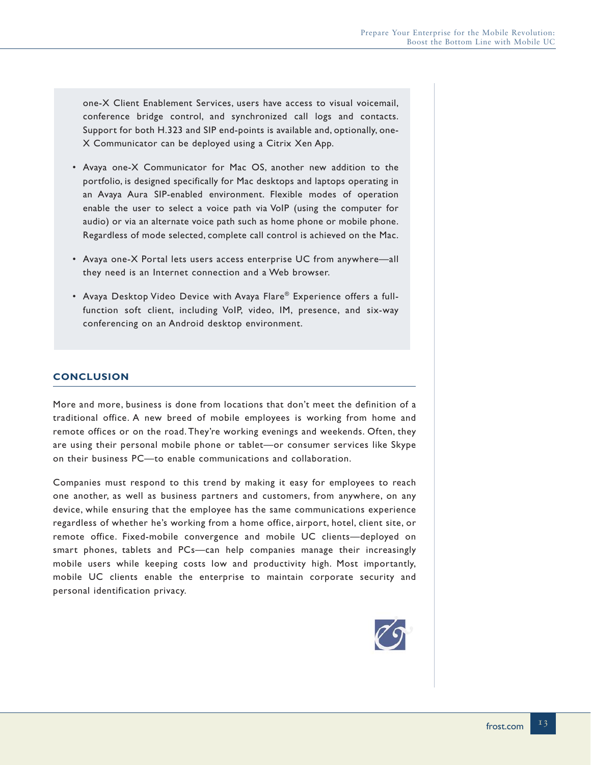one-X Client Enablement Services, users have access to visual voicemail, conference bridge control, and synchronized call logs and contacts. Support for both H.323 and SIP end-points is available and, optionally, one-X Communicator can be deployed using a Citrix Xen App.

- Avaya one-X Communicator for Mac OS, another new addition to the portfolio, is designed specifically for Mac desktops and laptops operating in an Avaya Aura SIP-enabled environment. Flexible modes of operation enable the user to select a voice path via VoIP (using the computer for audio) or via an alternate voice path such as home phone or mobile phone. Regardless of mode selected, complete call control is achieved on the Mac.

- Avaya one-X Portal lets users access enterprise UC from anywhere—all they need is an Internet connection and a Web browser.

- Avaya Desktop Video Device with Avaya Flare® Experience offers a full-function soft client, including VoIP, video, IM, presence, and six-way conferencing on an Android desktop environment.

## CONCLUSION

More and more, business is done from locations that don't meet the definition of a traditional office. A new breed of mobile employees is working from home and remote offices or on the road. They're working evenings and weekends. Often, they are using their personal mobile phone or tablet—or consumer services like Skype on their business PC—to enable communications and collaboration.

Companies must respond to this trend by making it easy for employees to reach one another, as well as business partners and customers, from anywhere, on any device, while ensuring that the employee has the same communications experience regardless of whether he's working from a home office, airport, hotel, client site, or remote office. Fixed-mobile convergence and mobile UC clients—deployed on smart phones, tablets and PCs—can help companies manage their increasingly mobile users while keeping costs low and productivity high. Most importantly, mobile UC clients enable the enterprise to maintain corporate security and personal identification privacy.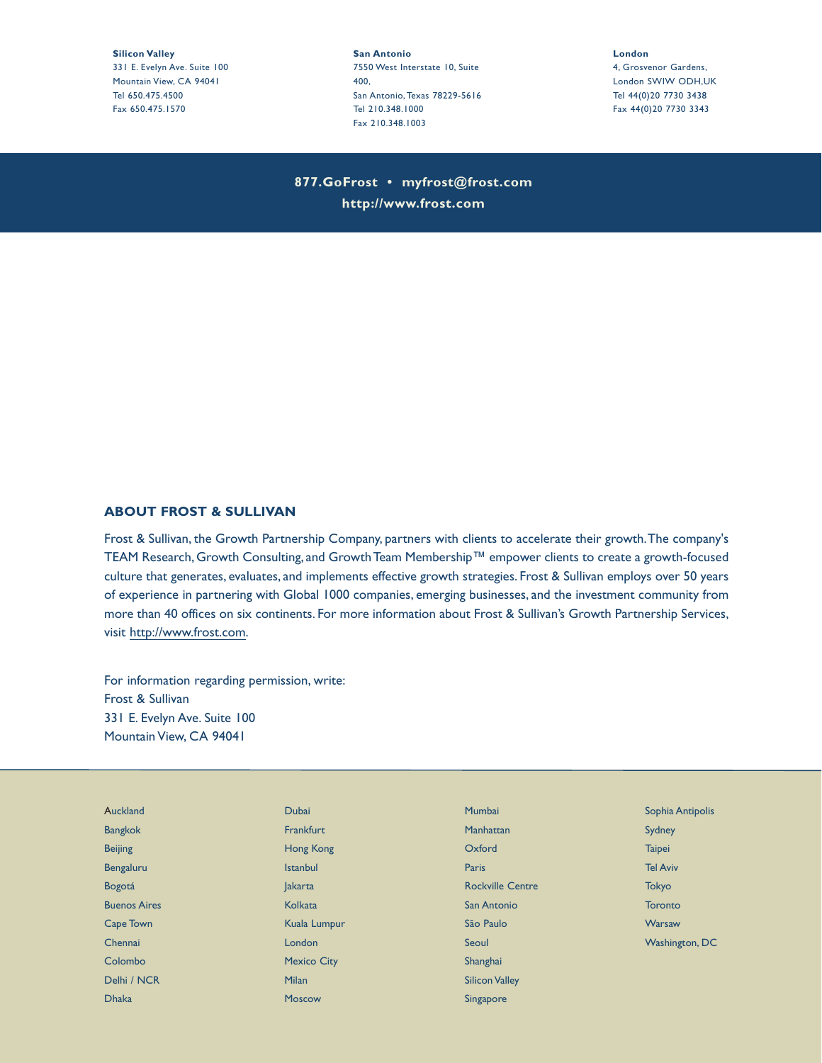**Silicon Valley**
331 E. Evelyn Ave. Suite 100
Mountain View, CA 94041
Tel 650.475.4500
Fax 650.475.1570

**San Antonio**
7550 West Interstate 10, Suite 400,
San Antonio, Texas 78229-5616
Tel 210.348.1000
Fax 210.348.1003

**London**
4, Grosvenor Gardens,
London SWIW ODH,UK
Tel 44(0)20 7730 3438
Fax 44(0)20 7730 3343

**877.GoFrost • myfrost@frost.com**
**http://www.frost.com**

## ABOUT FROST & SULLIVAN

Frost & Sullivan, the Growth Partnership Company, partners with clients to accelerate their growth. The company's TEAM Research, Growth Consulting, and Growth Team Membership™ empower clients to create a growth-focused culture that generates, evaluates, and implements effective growth strategies. Frost & Sullivan employs over 50 years of experience in partnering with Global 1000 companies, emerging businesses, and the investment community from more than 40 offices on six continents. For more information about Frost & Sullivan's Growth Partnership Services, visit http://www.frost.com.

For information regarding permission, write:
Frost & Sullivan
331 E. Evelyn Ave. Suite 100
Mountain View, CA 94041

Auckland
Bangkok
Beijing
Bengaluru
Bogotá
Buenos Aires
Cape Town
Chennai
Colombo
Delhi / NCR
Dhaka
Dubai
Frankfurt
Hong Kong
Istanbul
Jakarta
Kolkata
Kuala Lumpur
London
Mexico City
Milan
Moscow
Mumbai
Manhattan
Oxford
Paris
Rockville Centre
San Antonio
São Paulo
Seoul
Shanghai
Silicon Valley
Singapore
Sophia Antipolis
Sydney
Taipei
Tel Aviv
Tokyo
Toronto
Warsaw
Washington, DC